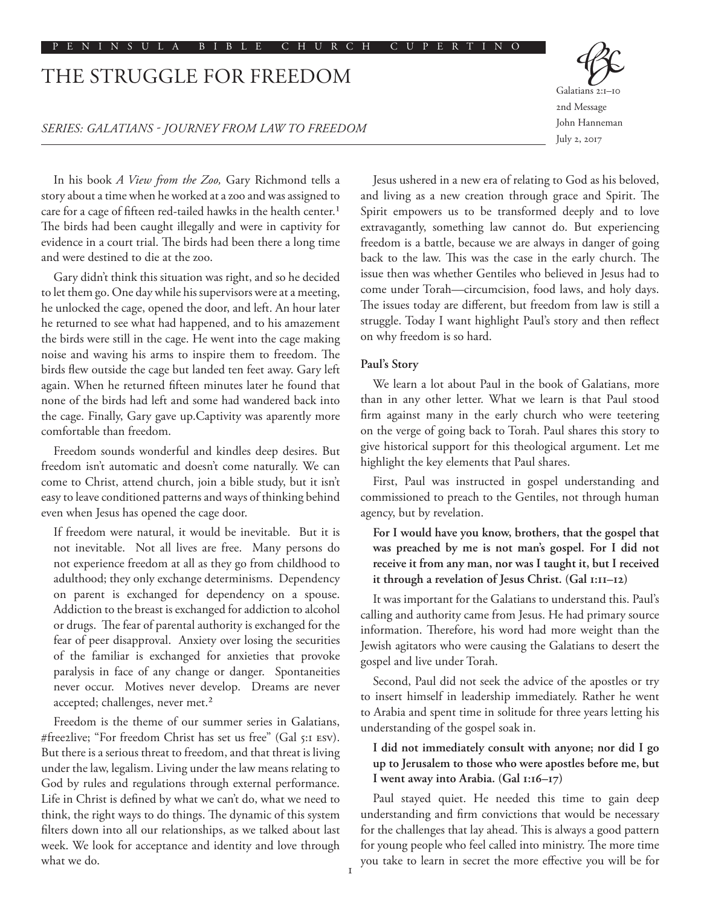PENINSULA BIBLE CHURCH CUPERTINO

# THE STRUGGLE FOR FREEDOM

*SERIES: GALATIANS - JOURNEY FROM LAW TO FREEDOM*

Galatians 2:1–10
2nd Message
John Hanneman
July 2, 2017

In his book *A View from the Zoo,* Gary Richmond tells a story about a time when he worked at a zoo and was assigned to care for a cage of fifteen red-tailed hawks in the health center.[1] The birds had been caught illegally and were in captivity for evidence in a court trial. The birds had been there a long time and were destined to die at the zoo.

Gary didn't think this situation was right, and so he decided to let them go. One day while his supervisors were at a meeting, he unlocked the cage, opened the door, and left. An hour later he returned to see what had happened, and to his amazement the birds were still in the cage. He went into the cage making noise and waving his arms to inspire them to freedom. The birds flew outside the cage but landed ten feet away. Gary left again. When he returned fifteen minutes later he found that none of the birds had left and some had wandered back into the cage. Finally, Gary gave up.Captivity was aparently more comfortable than freedom.

Freedom sounds wonderful and kindles deep desires. But freedom isn't automatic and doesn't come naturally. We can come to Christ, attend church, join a bible study, but it isn't easy to leave conditioned patterns and ways of thinking behind even when Jesus has opened the cage door.

> If freedom were natural, it would be inevitable. But it is not inevitable. Not all lives are free. Many persons do not experience freedom at all as they go from childhood to adulthood; they only exchange determinisms. Dependency on parent is exchanged for dependency on a spouse. Addiction to the breast is exchanged for addiction to alcohol or drugs. The fear of parental authority is exchanged for the fear of peer disapproval. Anxiety over losing the securities of the familiar is exchanged for anxieties that provoke paralysis in face of any change or danger. Spontaneities never occur. Motives never develop. Dreams are never accepted; challenges, never met.[2]

Freedom is the theme of our summer series in Galatians, #free2live; "For freedom Christ has set us free" (Gal 5:1 ESV). But there is a serious threat to freedom, and that threat is living under the law, legalism. Living under the law means relating to God by rules and regulations through external performance. Life in Christ is defined by what we can't do, what we need to think, the right ways to do things. The dynamic of this system filters down into all our relationships, as we talked about last week. We look for acceptance and identity and love through what we do.

Jesus ushered in a new era of relating to God as his beloved, and living as a new creation through grace and Spirit. The Spirit empowers us to be transformed deeply and to love extravagantly, something law cannot do. But experiencing freedom is a battle, because we are always in danger of going back to the law. This was the case in the early church. The issue then was whether Gentiles who believed in Jesus had to come under Torah—circumcision, food laws, and holy days. The issues today are different, but freedom from law is still a struggle. Today I want highlight Paul's story and then reflect on why freedom is so hard.

### Paul's Story

We learn a lot about Paul in the book of Galatians, more than in any other letter. What we learn is that Paul stood firm against many in the early church who were teetering on the verge of going back to Torah. Paul shares this story to give historical support for this theological argument. Let me highlight the key elements that Paul shares.

First, Paul was instructed in gospel understanding and commissioned to preach to the Gentiles, not through human agency, but by revelation.

> **For I would have you know, brothers, that the gospel that was preached by me is not man's gospel. For I did not receive it from any man, nor was I taught it, but I received it through a revelation of Jesus Christ. (Gal 1:11–12)**

It was important for the Galatians to understand this. Paul's calling and authority came from Jesus. He had primary source information. Therefore, his word had more weight than the Jewish agitators who were causing the Galatians to desert the gospel and live under Torah.

Second, Paul did not seek the advice of the apostles or try to insert himself in leadership immediately. Rather he went to Arabia and spent time in solitude for three years letting his understanding of the gospel soak in.

> **I did not immediately consult with anyone; nor did I go up to Jerusalem to those who were apostles before me, but I went away into Arabia. (Gal 1:16–17)**

Paul stayed quiet. He needed this time to gain deep understanding and firm convictions that would be necessary for the challenges that lay ahead. This is always a good pattern for young people who feel called into ministry. The more time you take to learn in secret the more effective you will be for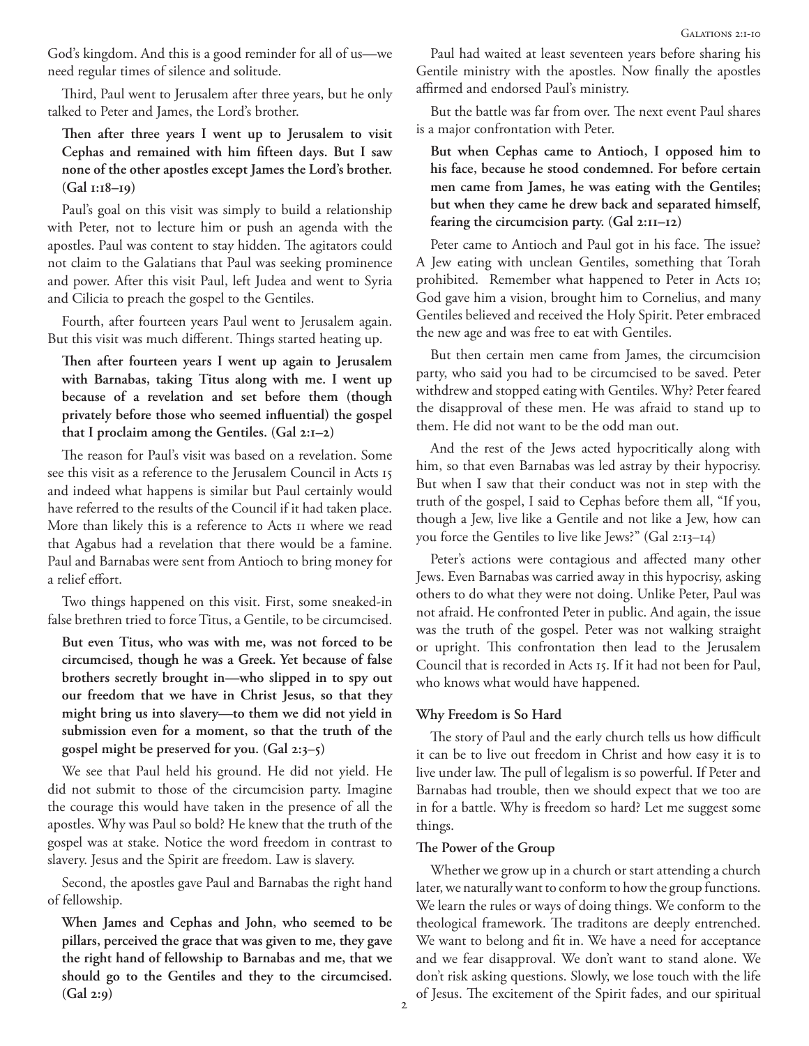God's kingdom. And this is a good reminder for all of us—we need regular times of silence and solitude.

Third, Paul went to Jerusalem after three years, but he only talked to Peter and James, the Lord's brother.

> **Then after three years I went up to Jerusalem to visit Cephas and remained with him fifteen days. But I saw none of the other apostles except James the Lord's brother. (Gal 1:18–19)**

Paul's goal on this visit was simply to build a relationship with Peter, not to lecture him or push an agenda with the apostles. Paul was content to stay hidden. The agitators could not claim to the Galatians that Paul was seeking prominence and power. After this visit Paul, left Judea and went to Syria and Cilicia to preach the gospel to the Gentiles.

Fourth, after fourteen years Paul went to Jerusalem again. But this visit was much different. Things started heating up.

> **Then after fourteen years I went up again to Jerusalem with Barnabas, taking Titus along with me. I went up because of a revelation and set before them (though privately before those who seemed influential) the gospel that I proclaim among the Gentiles. (Gal 2:1–2)**

The reason for Paul's visit was based on a revelation. Some see this visit as a reference to the Jerusalem Council in Acts 15 and indeed what happens is similar but Paul certainly would have referred to the results of the Council if it had taken place. More than likely this is a reference to Acts 11 where we read that Agabus had a revelation that there would be a famine. Paul and Barnabas were sent from Antioch to bring money for a relief effort.

Two things happened on this visit. First, some sneaked-in false brethren tried to force Titus, a Gentile, to be circumcised.

> **But even Titus, who was with me, was not forced to be circumcised, though he was a Greek. Yet because of false brothers secretly brought in—who slipped in to spy out our freedom that we have in Christ Jesus, so that they might bring us into slavery—to them we did not yield in submission even for a moment, so that the truth of the gospel might be preserved for you. (Gal 2:3–5)**

We see that Paul held his ground. He did not yield. He did not submit to those of the circumcision party. Imagine the courage this would have taken in the presence of all the apostles. Why was Paul so bold? He knew that the truth of the gospel was at stake. Notice the word freedom in contrast to slavery. Jesus and the Spirit are freedom. Law is slavery.

Second, the apostles gave Paul and Barnabas the right hand of fellowship.

> **When James and Cephas and John, who seemed to be pillars, perceived the grace that was given to me, they gave the right hand of fellowship to Barnabas and me, that we should go to the Gentiles and they to the circumcised. (Gal 2:9)**

Paul had waited at least seventeen years before sharing his Gentile ministry with the apostles. Now finally the apostles affirmed and endorsed Paul's ministry.

But the battle was far from over. The next event Paul shares is a major confrontation with Peter.

> **But when Cephas came to Antioch, I opposed him to his face, because he stood condemned. For before certain men came from James, he was eating with the Gentiles; but when they came he drew back and separated himself, fearing the circumcision party. (Gal 2:11–12)**

Peter came to Antioch and Paul got in his face. The issue? A Jew eating with unclean Gentiles, something that Torah prohibited. Remember what happened to Peter in Acts 10; God gave him a vision, brought him to Cornelius, and many Gentiles believed and received the Holy Spirit. Peter embraced the new age and was free to eat with Gentiles.

But then certain men came from James, the circumcision party, who said you had to be circumcised to be saved. Peter withdrew and stopped eating with Gentiles. Why? Peter feared the disapproval of these men. He was afraid to stand up to them. He did not want to be the odd man out.

And the rest of the Jews acted hypocritically along with him, so that even Barnabas was led astray by their hypocrisy. But when I saw that their conduct was not in step with the truth of the gospel, I said to Cephas before them all, "If you, though a Jew, live like a Gentile and not like a Jew, how can you force the Gentiles to live like Jews?" (Gal 2:13–14)

Peter's actions were contagious and affected many other Jews. Even Barnabas was carried away in this hypocrisy, asking others to do what they were not doing. Unlike Peter, Paul was not afraid. He confronted Peter in public. And again, the issue was the truth of the gospel. Peter was not walking straight or upright. This confrontation then lead to the Jerusalem Council that is recorded in Acts 15. If it had not been for Paul, who knows what would have happened.

## Why Freedom is So Hard

The story of Paul and the early church tells us how difficult it can be to live out freedom in Christ and how easy it is to live under law. The pull of legalism is so powerful. If Peter and Barnabas had trouble, then we should expect that we too are in for a battle. Why is freedom so hard? Let me suggest some things.

### The Power of the Group

Whether we grow up in a church or start attending a church later, we naturally want to conform to how the group functions. We learn the rules or ways of doing things. We conform to the theological framework. The traditons are deeply entrenched. We want to belong and fit in. We have a need for acceptance and we fear disapproval. We don't want to stand alone. We don't risk asking questions. Slowly, we lose touch with the life of Jesus. The excitement of the Spirit fades, and our spiritual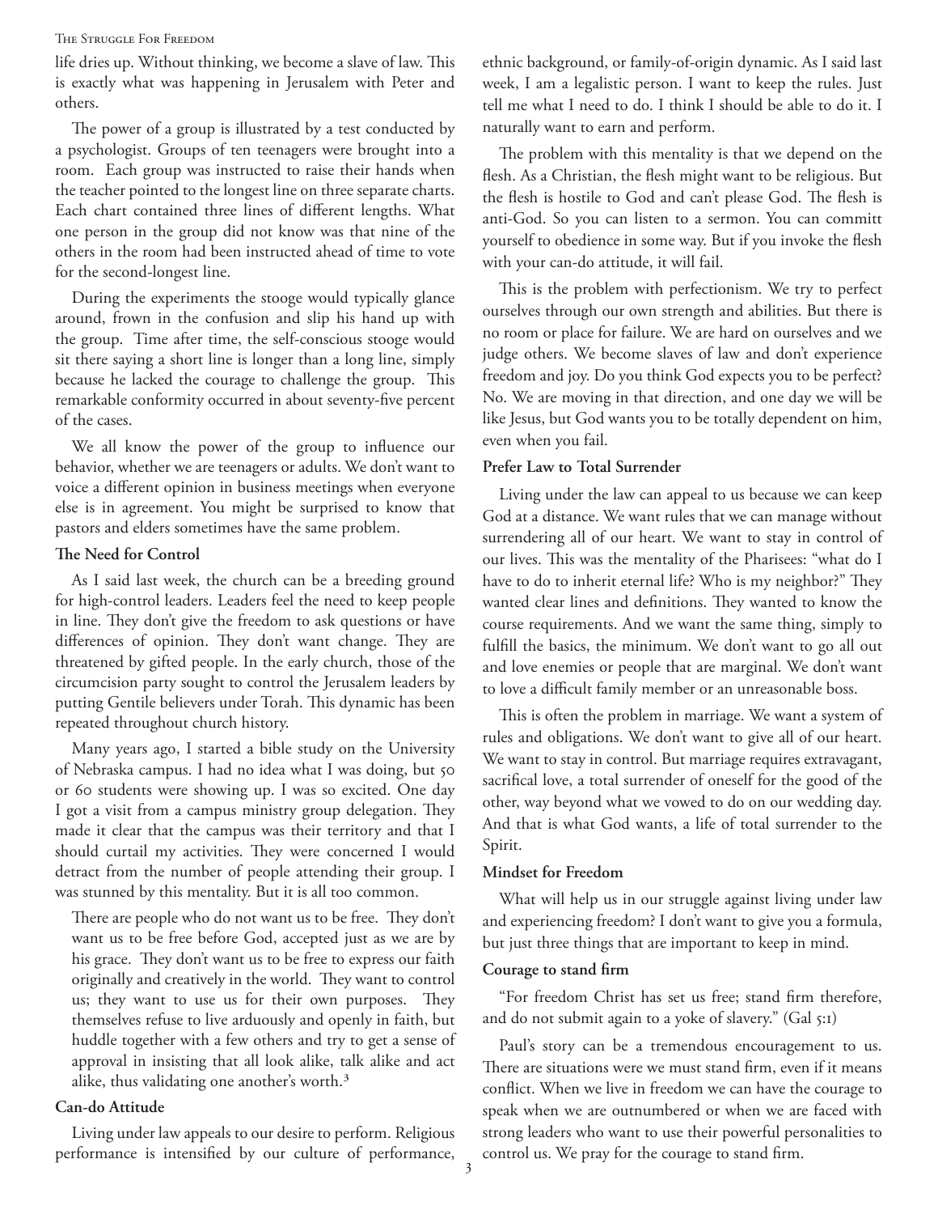life dries up. Without thinking, we become a slave of law. This is exactly what was happening in Jerusalem with Peter and others.

The power of a group is illustrated by a test conducted by a psychologist. Groups of ten teenagers were brought into a room. Each group was instructed to raise their hands when the teacher pointed to the longest line on three separate charts. Each chart contained three lines of different lengths. What one person in the group did not know was that nine of the others in the room had been instructed ahead of time to vote for the second-longest line.

During the experiments the stooge would typically glance around, frown in the confusion and slip his hand up with the group. Time after time, the self-conscious stooge would sit there saying a short line is longer than a long line, simply because he lacked the courage to challenge the group. This remarkable conformity occurred in about seventy-five percent of the cases.

We all know the power of the group to influence our behavior, whether we are teenagers or adults. We don't want to voice a different opinion in business meetings when everyone else is in agreement. You might be surprised to know that pastors and elders sometimes have the same problem.

**The Need for Control**

As I said last week, the church can be a breeding ground for high-control leaders. Leaders feel the need to keep people in line. They don't give the freedom to ask questions or have differences of opinion. They don't want change. They are threatened by gifted people. In the early church, those of the circumcision party sought to control the Jerusalem leaders by putting Gentile believers under Torah. This dynamic has been repeated throughout church history.

Many years ago, I started a bible study on the University of Nebraska campus. I had no idea what I was doing, but 50 or 60 students were showing up. I was so excited. One day I got a visit from a campus ministry group delegation. They made it clear that the campus was their territory and that I should curtail my activities. They were concerned I would detract from the number of people attending their group. I was stunned by this mentality. But it is all too common.

> There are people who do not want us to be free. They don't want us to be free before God, accepted just as we are by his grace. They don't want us to be free to express our faith originally and creatively in the world. They want to control us; they want to use us for their own purposes. They themselves refuse to live arduously and openly in faith, but huddle together with a few others and try to get a sense of approval in insisting that all look alike, talk alike and act alike, thus validating one another's worth.[3]

**Can-do Attitude**

Living under law appeals to our desire to perform. Religious performance is intensified by our culture of performance, ethnic background, or family-of-origin dynamic. As I said last week, I am a legalistic person. I want to keep the rules. Just tell me what I need to do. I think I should be able to do it. I naturally want to earn and perform.

The problem with this mentality is that we depend on the flesh. As a Christian, the flesh might want to be religious. But the flesh is hostile to God and can't please God. The flesh is anti-God. So you can listen to a sermon. You can committ yourself to obedience in some way. But if you invoke the flesh with your can-do attitude, it will fail.

This is the problem with perfectionism. We try to perfect ourselves through our own strength and abilities. But there is no room or place for failure. We are hard on ourselves and we judge others. We become slaves of law and don't experience freedom and joy. Do you think God expects you to be perfect? No. We are moving in that direction, and one day we will be like Jesus, but God wants you to be totally dependent on him, even when you fail.

**Prefer Law to Total Surrender**

Living under the law can appeal to us because we can keep God at a distance. We want rules that we can manage without surrendering all of our heart. We want to stay in control of our lives. This was the mentality of the Pharisees: "what do I have to do to inherit eternal life? Who is my neighbor?" They wanted clear lines and definitions. They wanted to know the course requirements. And we want the same thing, simply to fulfill the basics, the minimum. We don't want to go all out and love enemies or people that are marginal. We don't want to love a difficult family member or an unreasonable boss.

This is often the problem in marriage. We want a system of rules and obligations. We don't want to give all of our heart. We want to stay in control. But marriage requires extravagant, sacrifical love, a total surrender of oneself for the good of the other, way beyond what we vowed to do on our wedding day. And that is what God wants, a life of total surrender to the Spirit.

**Mindset for Freedom**

What will help us in our struggle against living under law and experiencing freedom? I don't want to give you a formula, but just three things that are important to keep in mind.

**Courage to stand firm**

"For freedom Christ has set us free; stand firm therefore, and do not submit again to a yoke of slavery." (Gal 5:1)

Paul's story can be a tremendous encouragement to us. There are situations were we must stand firm, even if it means conflict. When we live in freedom we can have the courage to speak when we are outnumbered or when we are faced with strong leaders who want to use their powerful personalities to control us. We pray for the courage to stand firm.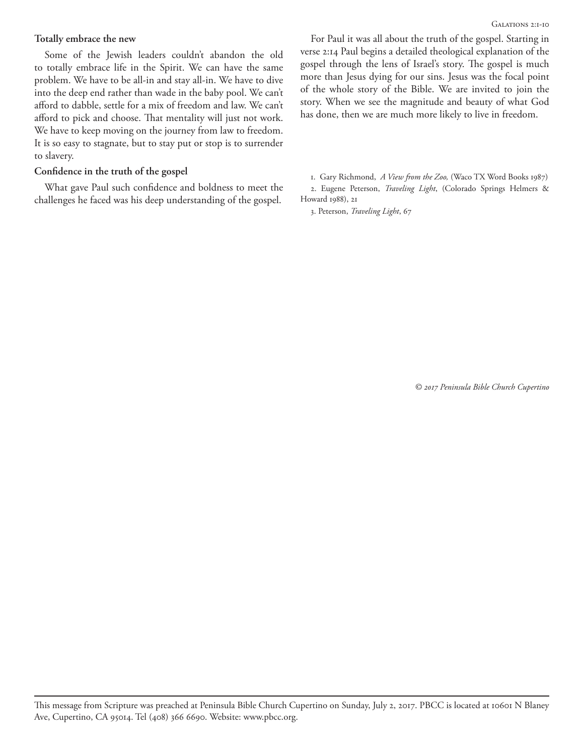### Totally embrace the new

Some of the Jewish leaders couldn't abandon the old to totally embrace life in the Spirit. We can have the same problem. We have to be all-in and stay all-in. We have to dive into the deep end rather than wade in the baby pool. We can't afford to dabble, settle for a mix of freedom and law. We can't afford to pick and choose. That mentality will just not work. We have to keep moving on the journey from law to freedom. It is so easy to stagnate, but to stay put or stop is to surrender to slavery.

### Confidence in the truth of the gospel

What gave Paul such confidence and boldness to meet the challenges he faced was his deep understanding of the gospel.

For Paul it was all about the truth of the gospel. Starting in verse 2:14 Paul begins a detailed theological explanation of the gospel through the lens of Israel's story. The gospel is much more than Jesus dying for our sins. Jesus was the focal point of the whole story of the Bible. We are invited to join the story. When we see the magnitude and beauty of what God has done, then we are much more likely to live in freedom.

1. Gary Richmond, *A View from the Zoo,* (Waco TX Word Books 1987)

2. Eugene Peterson, *Traveling Light*, (Colorado Springs Helmers & Howard 1988), 21

3. Peterson, *Traveling Light*, 67

*© 2017 Peninsula Bible Church Cupertino*

This message from Scripture was preached at Peninsula Bible Church Cupertino on Sunday, July 2, 2017. PBCC is located at 10601 N Blaney Ave, Cupertino, CA 95014. Tel (408) 366 6690. Website: www.pbcc.org.